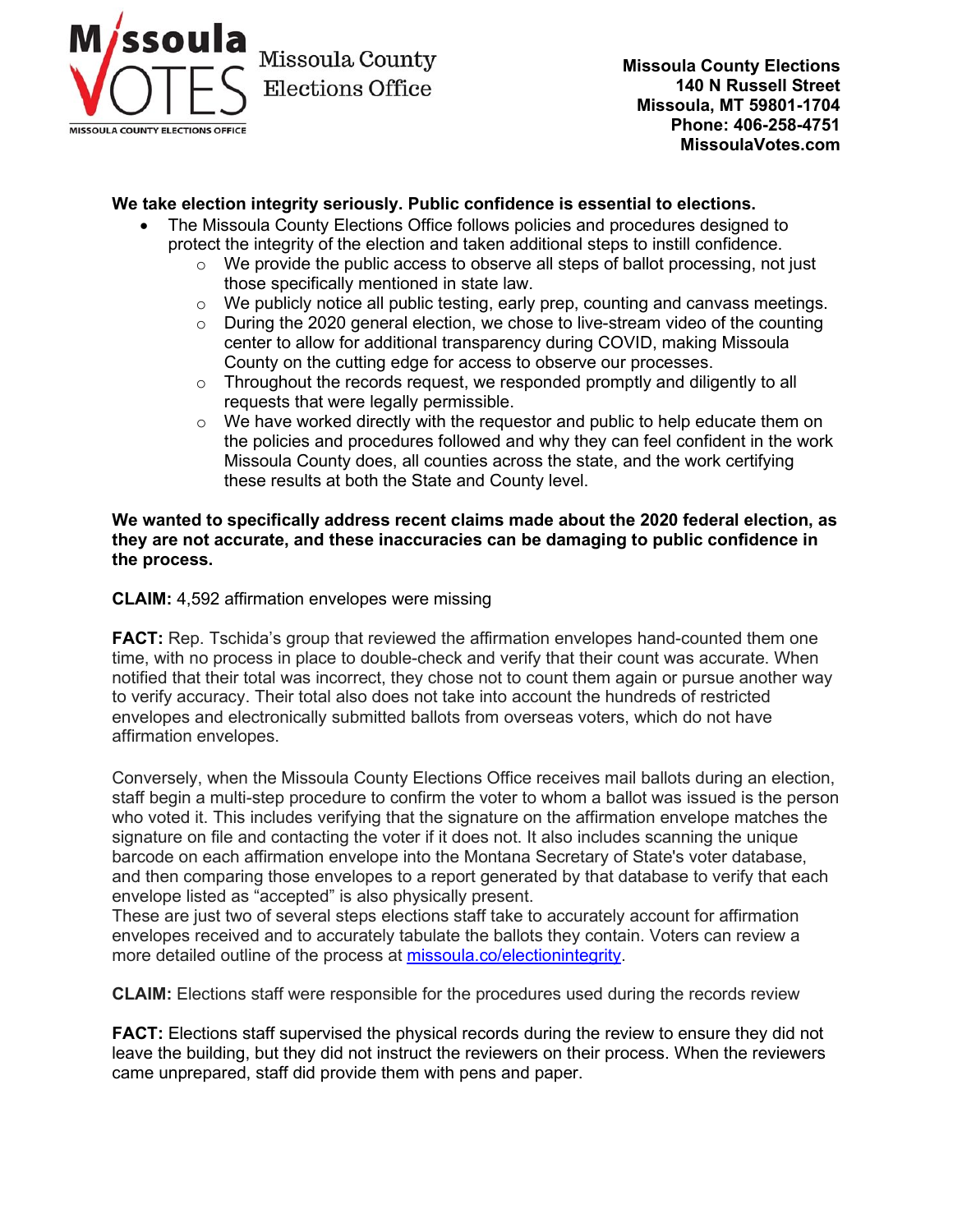Missoula VOTES
MISSOULA COUNTY ELECTIONS OFFICE

Missoula County Elections Office

**Missoula County Elections**
**140 N Russell Street**
**Missoula, MT 59801-1704**
**Phone: 406-258-4751**
**MissoulaVotes.com**

**We take election integrity seriously. Public confidence is essential to elections.**

- The Missoula County Elections Office follows policies and procedures designed to protect the integrity of the election and taken additional steps to instill confidence.
  - We provide the public access to observe all steps of ballot processing, not just those specifically mentioned in state law.
  - We publicly notice all public testing, early prep, counting and canvass meetings.
  - During the 2020 general election, we chose to live-stream video of the counting center to allow for additional transparency during COVID, making Missoula County on the cutting edge for access to observe our processes.
  - Throughout the records request, we responded promptly and diligently to all requests that were legally permissible.
  - We have worked directly with the requestor and public to help educate them on the policies and procedures followed and why they can feel confident in the work Missoula County does, all counties across the state, and the work certifying these results at both the State and County level.

**We wanted to specifically address recent claims made about the 2020 federal election, as they are not accurate, and these inaccuracies can be damaging to public confidence in the process.**

**CLAIM:** 4,592 affirmation envelopes were missing

**FACT:** Rep. Tschida's group that reviewed the affirmation envelopes hand-counted them one time, with no process in place to double-check and verify that their count was accurate. When notified that their total was incorrect, they chose not to count them again or pursue another way to verify accuracy. Their total also does not take into account the hundreds of restricted envelopes and electronically submitted ballots from overseas voters, which do not have affirmation envelopes.

Conversely, when the Missoula County Elections Office receives mail ballots during an election, staff begin a multi-step procedure to confirm the voter to whom a ballot was issued is the person who voted it. This includes verifying that the signature on the affirmation envelope matches the signature on file and contacting the voter if it does not. It also includes scanning the unique barcode on each affirmation envelope into the Montana Secretary of State's voter database, and then comparing those envelopes to a report generated by that database to verify that each envelope listed as "accepted" is also physically present.
These are just two of several steps elections staff take to accurately account for affirmation envelopes received and to accurately tabulate the ballots they contain. Voters can review a more detailed outline of the process at [missoula.co/electionintegrity](missoula.co/electionintegrity).

**CLAIM:** Elections staff were responsible for the procedures used during the records review

**FACT:** Elections staff supervised the physical records during the review to ensure they did not leave the building, but they did not instruct the reviewers on their process. When the reviewers came unprepared, staff did provide them with pens and paper.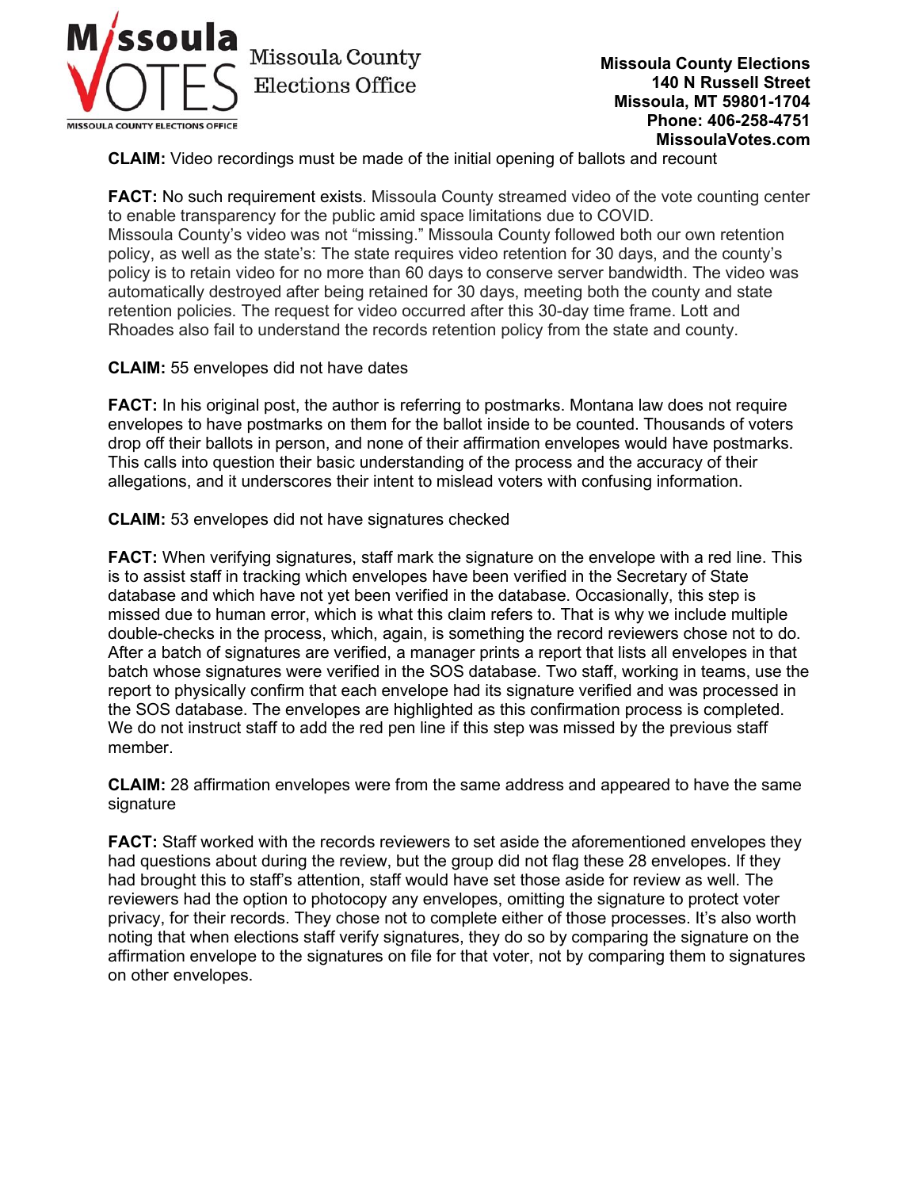**CLAIM:** Video recordings must be made of the initial opening of ballots and recount

**FACT:** No such requirement exists. Missoula County streamed video of the vote counting center to enable transparency for the public amid space limitations due to COVID. Missoula County's video was not "missing." Missoula County followed both our own retention policy, as well as the state's: The state requires video retention for 30 days, and the county's policy is to retain video for no more than 60 days to conserve server bandwidth. The video was automatically destroyed after being retained for 30 days, meeting both the county and state retention policies. The request for video occurred after this 30-day time frame. Lott and Rhoades also fail to understand the records retention policy from the state and county.

**CLAIM:** 55 envelopes did not have dates

**FACT:** In his original post, the author is referring to postmarks. Montana law does not require envelopes to have postmarks on them for the ballot inside to be counted. Thousands of voters drop off their ballots in person, and none of their affirmation envelopes would have postmarks. This calls into question their basic understanding of the process and the accuracy of their allegations, and it underscores their intent to mislead voters with confusing information.

**CLAIM:** 53 envelopes did not have signatures checked

**FACT:** When verifying signatures, staff mark the signature on the envelope with a red line. This is to assist staff in tracking which envelopes have been verified in the Secretary of State database and which have not yet been verified in the database. Occasionally, this step is missed due to human error, which is what this claim refers to. That is why we include multiple double-checks in the process, which, again, is something the record reviewers chose not to do. After a batch of signatures are verified, a manager prints a report that lists all envelopes in that batch whose signatures were verified in the SOS database. Two staff, working in teams, use the report to physically confirm that each envelope had its signature verified and was processed in the SOS database. The envelopes are highlighted as this confirmation process is completed. We do not instruct staff to add the red pen line if this step was missed by the previous staff member.

**CLAIM:** 28 affirmation envelopes were from the same address and appeared to have the same signature

**FACT:** Staff worked with the records reviewers to set aside the aforementioned envelopes they had questions about during the review, but the group did not flag these 28 envelopes. If they had brought this to staff's attention, staff would have set those aside for review as well. The reviewers had the option to photocopy any envelopes, omitting the signature to protect voter privacy, for their records. They chose not to complete either of those processes. It's also worth noting that when elections staff verify signatures, they do so by comparing the signature on the affirmation envelope to the signatures on file for that voter, not by comparing them to signatures on other envelopes.